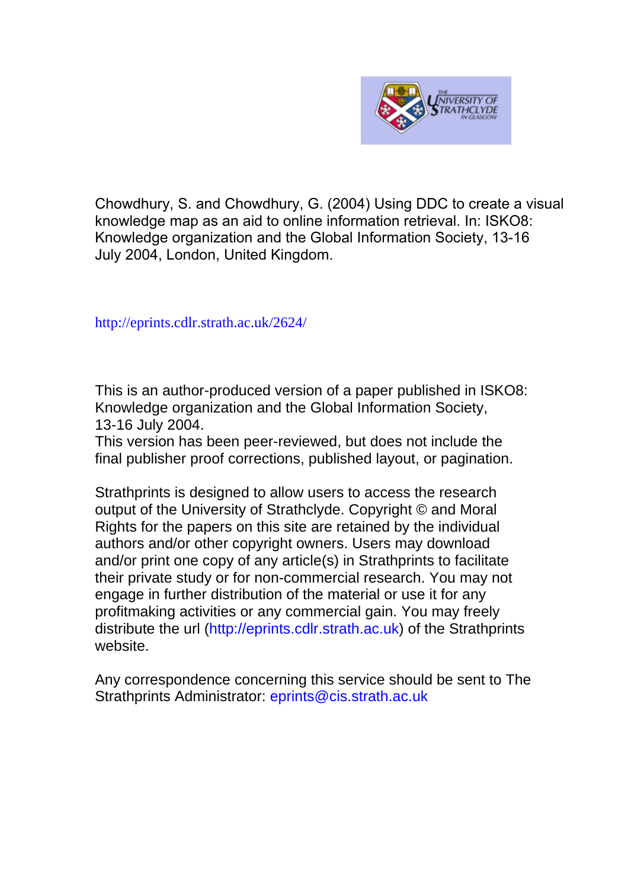Chowdhury, S. and Chowdhury, G. (2004) Using DDC to create a visual knowledge map as an aid to online information retrieval. In: ISKO8: Knowledge organization and the Global Information Society, 13-16 July 2004, London, United Kingdom.

http://eprints.cdlr.strath.ac.uk/2624/

This is an author-produced version of a paper published in ISKO8: Knowledge organization and the Global Information Society, 13-16 July 2004.
This version has been peer-reviewed, but does not include the final publisher proof corrections, published layout, or pagination.

Strathprints is designed to allow users to access the research output of the University of Strathclyde. Copyright © and Moral Rights for the papers on this site are retained by the individual authors and/or other copyright owners. Users may download and/or print one copy of any article(s) in Strathprints to facilitate their private study or for non-commercial research. You may not engage in further distribution of the material or use it for any profitmaking activities or any commercial gain. You may freely distribute the url (http://eprints.cdlr.strath.ac.uk) of the Strathprints website.

Any correspondence concerning this service should be sent to The Strathprints Administrator: eprints@cis.strath.ac.uk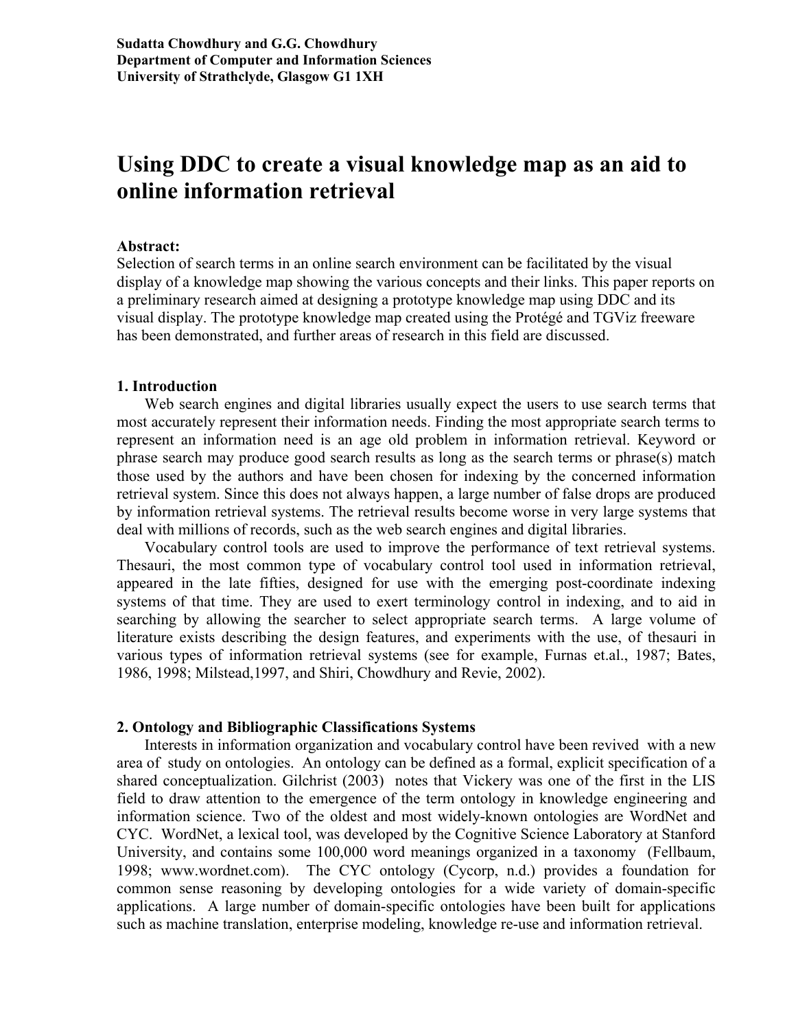**Sudatta Chowdhury and G.G. Chowdhury**
**Department of Computer and Information Sciences**
**University of Strathclyde, Glasgow G1 1XH**

# Using DDC to create a visual knowledge map as an aid to online information retrieval

**Abstract:**
Selection of search terms in an online search environment can be facilitated by the visual display of a knowledge map showing the various concepts and their links. This paper reports on a preliminary research aimed at designing a prototype knowledge map using DDC and its visual display. The prototype knowledge map created using the Protégé and TGViz freeware has been demonstrated, and further areas of research in this field are discussed.

## 1. Introduction

Web search engines and digital libraries usually expect the users to use search terms that most accurately represent their information needs. Finding the most appropriate search terms to represent an information need is an age old problem in information retrieval. Keyword or phrase search may produce good search results as long as the search terms or phrase(s) match those used by the authors and have been chosen for indexing by the concerned information retrieval system. Since this does not always happen, a large number of false drops are produced by information retrieval systems. The retrieval results become worse in very large systems that deal with millions of records, such as the web search engines and digital libraries.

Vocabulary control tools are used to improve the performance of text retrieval systems. Thesauri, the most common type of vocabulary control tool used in information retrieval, appeared in the late fifties, designed for use with the emerging post-coordinate indexing systems of that time. They are used to exert terminology control in indexing, and to aid in searching by allowing the searcher to select appropriate search terms. A large volume of literature exists describing the design features, and experiments with the use, of thesauri in various types of information retrieval systems (see for example, Furnas et.al., 1987; Bates, 1986, 1998; Milstead,1997, and Shiri, Chowdhury and Revie, 2002).

## 2. Ontology and Bibliographic Classifications Systems

Interests in information organization and vocabulary control have been revived with a new area of study on ontologies. An ontology can be defined as a formal, explicit specification of a shared conceptualization. Gilchrist (2003) notes that Vickery was one of the first in the LIS field to draw attention to the emergence of the term ontology in knowledge engineering and information science. Two of the oldest and most widely-known ontologies are WordNet and CYC. WordNet, a lexical tool, was developed by the Cognitive Science Laboratory at Stanford University, and contains some 100,000 word meanings organized in a taxonomy (Fellbaum, 1998; www.wordnet.com). The CYC ontology (Cycorp, n.d.) provides a foundation for common sense reasoning by developing ontologies for a wide variety of domain-specific applications. A large number of domain-specific ontologies have been built for applications such as machine translation, enterprise modeling, knowledge re-use and information retrieval.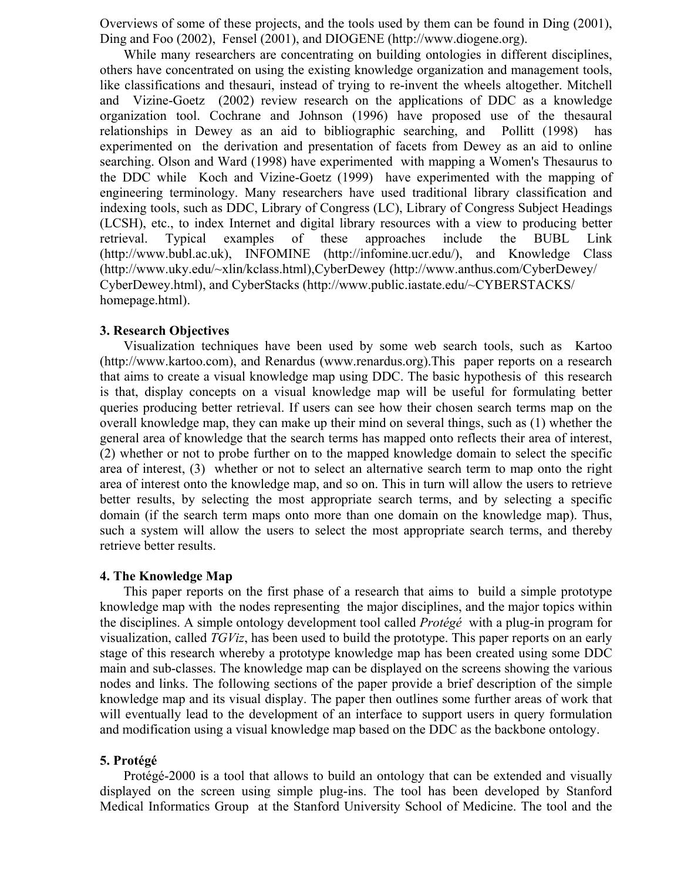Overviews of some of these projects, and the tools used by them can be found in Ding (2001), Ding and Foo (2002), Fensel (2001), and DIOGENE (http://www.diogene.org).

While many researchers are concentrating on building ontologies in different disciplines, others have concentrated on using the existing knowledge organization and management tools, like classifications and thesauri, instead of trying to re-invent the wheels altogether. Mitchell and Vizine-Goetz (2002) review research on the applications of DDC as a knowledge organization tool. Cochrane and Johnson (1996) have proposed use of the thesaural relationships in Dewey as an aid to bibliographic searching, and Pollitt (1998) has experimented on the derivation and presentation of facets from Dewey as an aid to online searching. Olson and Ward (1998) have experimented with mapping a Women's Thesaurus to the DDC while Koch and Vizine-Goetz (1999) have experimented with the mapping of engineering terminology. Many researchers have used traditional library classification and indexing tools, such as DDC, Library of Congress (LC), Library of Congress Subject Headings (LCSH), etc., to index Internet and digital library resources with a view to producing better retrieval. Typical examples of these approaches include the BUBL Link (http://www.bubl.ac.uk), INFOMINE (http://infomine.ucr.edu/), and Knowledge Class (http://www.uky.edu/~xlin/kclass.html),CyberDewey (http://www.anthus.com/CyberDewey/CyberDewey.html), and CyberStacks (http://www.public.iastate.edu/~CYBERSTACKS/homepage.html).

## 3. Research Objectives

Visualization techniques have been used by some web search tools, such as Kartoo (http://www.kartoo.com), and Renardus (www.renardus.org).This paper reports on a research that aims to create a visual knowledge map using DDC. The basic hypothesis of this research is that, display concepts on a visual knowledge map will be useful for formulating better queries producing better retrieval. If users can see how their chosen search terms map on the overall knowledge map, they can make up their mind on several things, such as (1) whether the general area of knowledge that the search terms has mapped onto reflects their area of interest, (2) whether or not to probe further on to the mapped knowledge domain to select the specific area of interest, (3) whether or not to select an alternative search term to map onto the right area of interest onto the knowledge map, and so on. This in turn will allow the users to retrieve better results, by selecting the most appropriate search terms, and by selecting a specific domain (if the search term maps onto more than one domain on the knowledge map). Thus, such a system will allow the users to select the most appropriate search terms, and thereby retrieve better results.

## 4. The Knowledge Map

This paper reports on the first phase of a research that aims to build a simple prototype knowledge map with the nodes representing the major disciplines, and the major topics within the disciplines. A simple ontology development tool called *Protégé* with a plug-in program for visualization, called *TGViz*, has been used to build the prototype. This paper reports on an early stage of this research whereby a prototype knowledge map has been created using some DDC main and sub-classes. The knowledge map can be displayed on the screens showing the various nodes and links. The following sections of the paper provide a brief description of the simple knowledge map and its visual display. The paper then outlines some further areas of work that will eventually lead to the development of an interface to support users in query formulation and modification using a visual knowledge map based on the DDC as the backbone ontology.

## 5. Protégé

Protégé-2000 is a tool that allows to build an ontology that can be extended and visually displayed on the screen using simple plug-ins. The tool has been developed by Stanford Medical Informatics Group at the Stanford University School of Medicine. The tool and the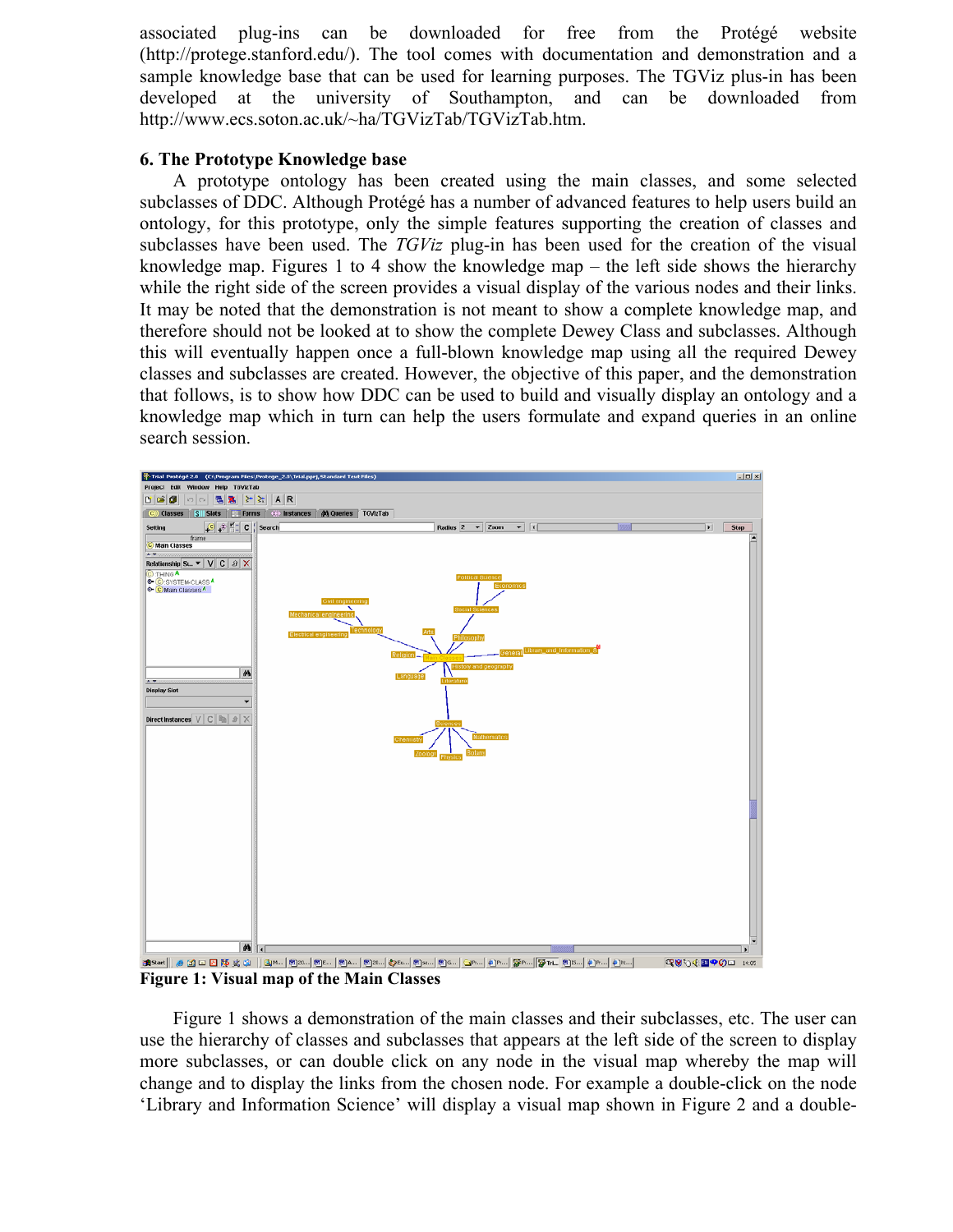associated plug-ins can be downloaded for free from the Protégé website (http://protege.stanford.edu/). The tool comes with documentation and demonstration and a sample knowledge base that can be used for learning purposes. The TGViz plus-in has been developed at the university of Southampton, and can be downloaded from http://www.ecs.soton.ac.uk/~ha/TGVizTab/TGVizTab.htm.

## 6. The Prototype Knowledge base

A prototype ontology has been created using the main classes, and some selected subclasses of DDC. Although Protégé has a number of advanced features to help users build an ontology, for this prototype, only the simple features supporting the creation of classes and subclasses have been used. The *TGViz* plug-in has been used for the creation of the visual knowledge map. Figures 1 to 4 show the knowledge map – the left side shows the hierarchy while the right side of the screen provides a visual display of the various nodes and their links. It may be noted that the demonstration is not meant to show a complete knowledge map, and therefore should not be looked at to show the complete Dewey Class and subclasses. Although this will eventually happen once a full-blown knowledge map using all the required Dewey classes and subclasses are created. However, the objective of this paper, and the demonstration that follows, is to show how DDC can be used to build and visually display an ontology and a knowledge map which in turn can help the users formulate and expand queries in an online search session.

**Figure 1: Visual map of the Main Classes**

Figure 1 shows a demonstration of the main classes and their subclasses, etc. The user can use the hierarchy of classes and subclasses that appears at the left side of the screen to display more subclasses, or can double click on any node in the visual map whereby the map will change and to display the links from the chosen node. For example a double-click on the node 'Library and Information Science' will display a visual map shown in Figure 2 and a double-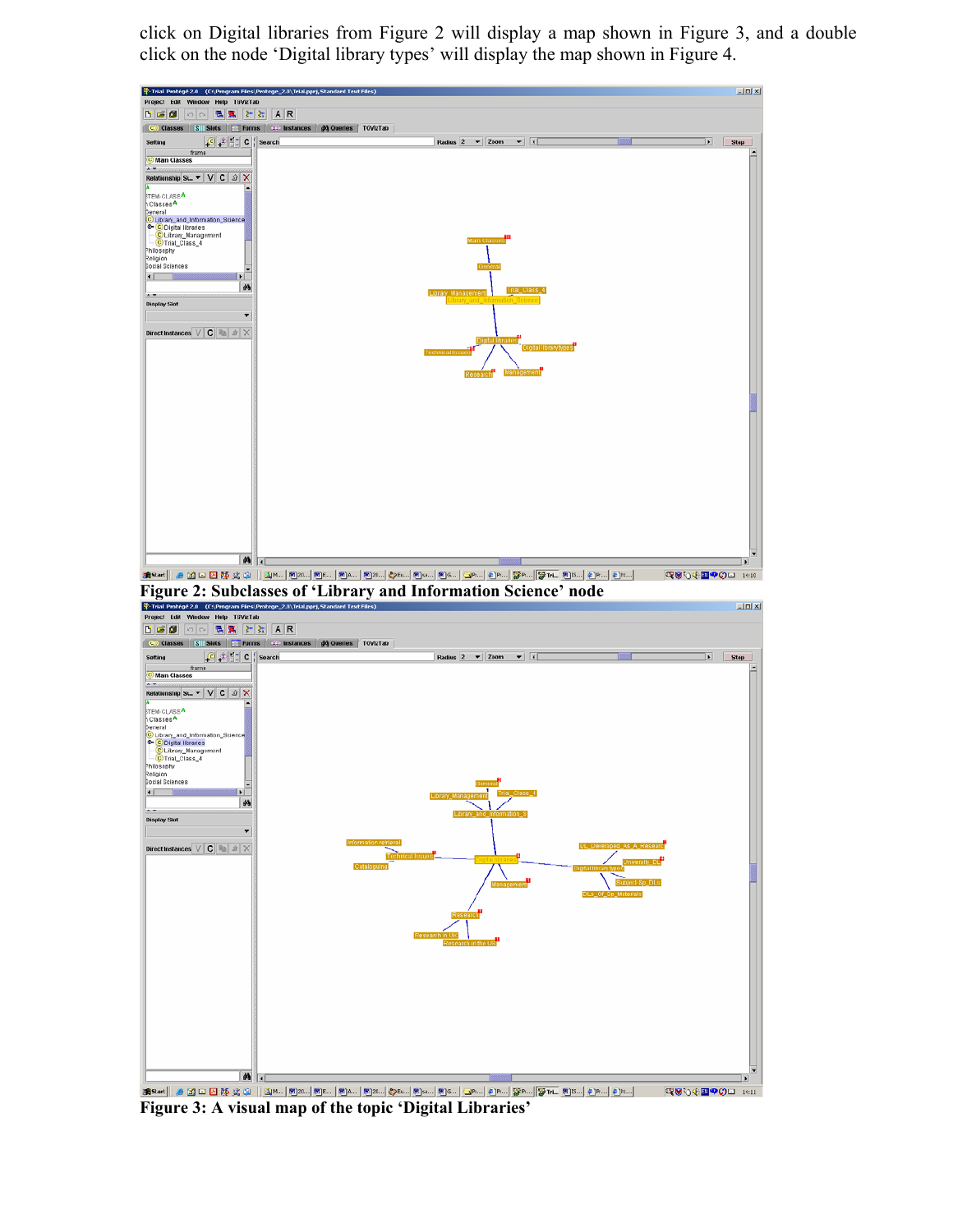click on Digital libraries from Figure 2 will display a map shown in Figure 3, and a double click on the node 'Digital library types' will display the map shown in Figure 4.

**Figure 2: Subclasses of 'Library and Information Science' node**

**Figure 3: A visual map of the topic 'Digital Libraries'**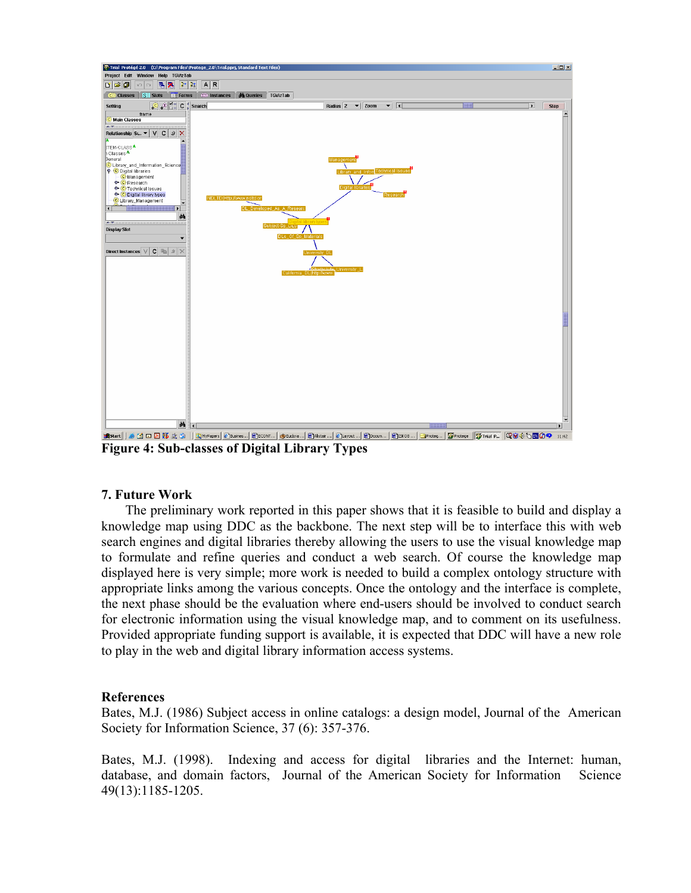**Figure 4: Sub-classes of Digital Library Types**

## 7. Future Work

The preliminary work reported in this paper shows that it is feasible to build and display a knowledge map using DDC as the backbone. The next step will be to interface this with web search engines and digital libraries thereby allowing the users to use the visual knowledge map to formulate and refine queries and conduct a web search. Of course the knowledge map displayed here is very simple; more work is needed to build a complex ontology structure with appropriate links among the various concepts. Once the ontology and the interface is complete, the next phase should be the evaluation where end-users should be involved to conduct search for electronic information using the visual knowledge map, and to comment on its usefulness. Provided appropriate funding support is available, it is expected that DDC will have a new role to play in the web and digital library information access systems.

## References

Bates, M.J. (1986) Subject access in online catalogs: a design model, Journal of the American Society for Information Science, 37 (6): 357-376.

Bates, M.J. (1998). Indexing and access for digital libraries and the Internet: human, database, and domain factors, Journal of the American Society for Information Science 49(13):1185-1205.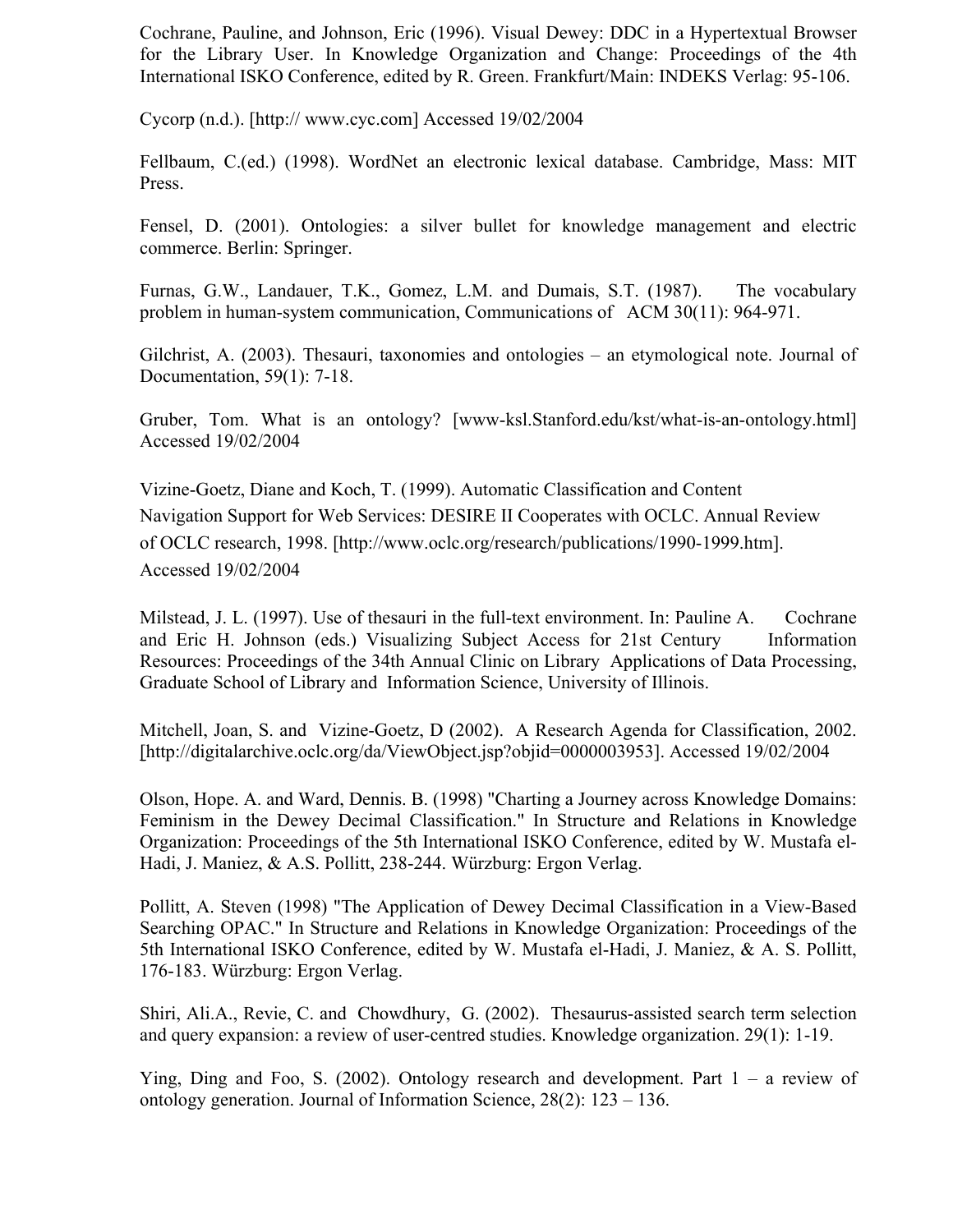Cochrane, Pauline, and Johnson, Eric (1996). Visual Dewey: DDC in a Hypertextual Browser for the Library User. In Knowledge Organization and Change: Proceedings of the 4th International ISKO Conference, edited by R. Green. Frankfurt/Main: INDEKS Verlag: 95-106.

Cycorp (n.d.). [http:// www.cyc.com] Accessed 19/02/2004

Fellbaum, C.(ed.) (1998). WordNet an electronic lexical database. Cambridge, Mass: MIT Press.

Fensel, D. (2001). Ontologies: a silver bullet for knowledge management and electric commerce. Berlin: Springer.

Furnas, G.W., Landauer, T.K., Gomez, L.M. and Dumais, S.T. (1987). The vocabulary problem in human-system communication, Communications of ACM 30(11): 964-971.

Gilchrist, A. (2003). Thesauri, taxonomies and ontologies – an etymological note. Journal of Documentation, 59(1): 7-18.

Gruber, Tom. What is an ontology? [www-ksl.Stanford.edu/kst/what-is-an-ontology.html] Accessed 19/02/2004

Vizine-Goetz, Diane and Koch, T. (1999). Automatic Classification and Content Navigation Support for Web Services: DESIRE II Cooperates with OCLC. Annual Review of OCLC research, 1998. [http://www.oclc.org/research/publications/1990-1999.htm]. Accessed 19/02/2004

Milstead, J. L. (1997). Use of thesauri in the full-text environment. In: Pauline A. Cochrane and Eric H. Johnson (eds.) Visualizing Subject Access for 21st Century Information Resources: Proceedings of the 34th Annual Clinic on Library Applications of Data Processing, Graduate School of Library and Information Science, University of Illinois.

Mitchell, Joan, S. and Vizine-Goetz, D (2002). A Research Agenda for Classification, 2002. [http://digitalarchive.oclc.org/da/ViewObject.jsp?objid=0000003953]. Accessed 19/02/2004

Olson, Hope. A. and Ward, Dennis. B. (1998) "Charting a Journey across Knowledge Domains: Feminism in the Dewey Decimal Classification." In Structure and Relations in Knowledge Organization: Proceedings of the 5th International ISKO Conference, edited by W. Mustafa el-Hadi, J. Maniez, & A.S. Pollitt, 238-244. Würzburg: Ergon Verlag.

Pollitt, A. Steven (1998) "The Application of Dewey Decimal Classification in a View-Based Searching OPAC." In Structure and Relations in Knowledge Organization: Proceedings of the 5th International ISKO Conference, edited by W. Mustafa el-Hadi, J. Maniez, & A. S. Pollitt, 176-183. Würzburg: Ergon Verlag.

Shiri, Ali.A., Revie, C. and Chowdhury, G. (2002). Thesaurus-assisted search term selection and query expansion: a review of user-centred studies. Knowledge organization. 29(1): 1-19.

Ying, Ding and Foo, S. (2002). Ontology research and development. Part 1 – a review of ontology generation. Journal of Information Science, 28(2): 123 – 136.